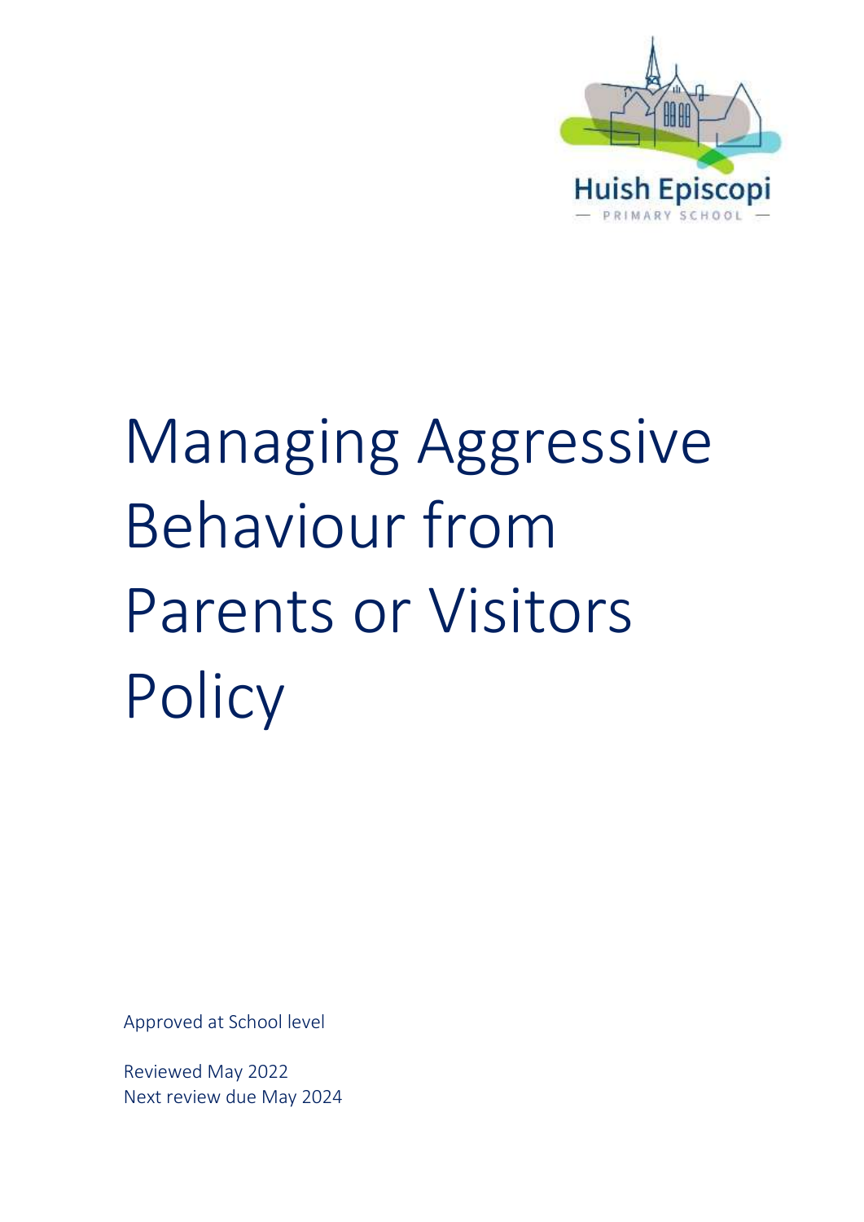Huish Episcopi

— PRIMARY SCHOOL —

# Managing Aggressive Behaviour from Parents or Visitors Policy

Approved at School level

Reviewed May 2022
Next review due May 2024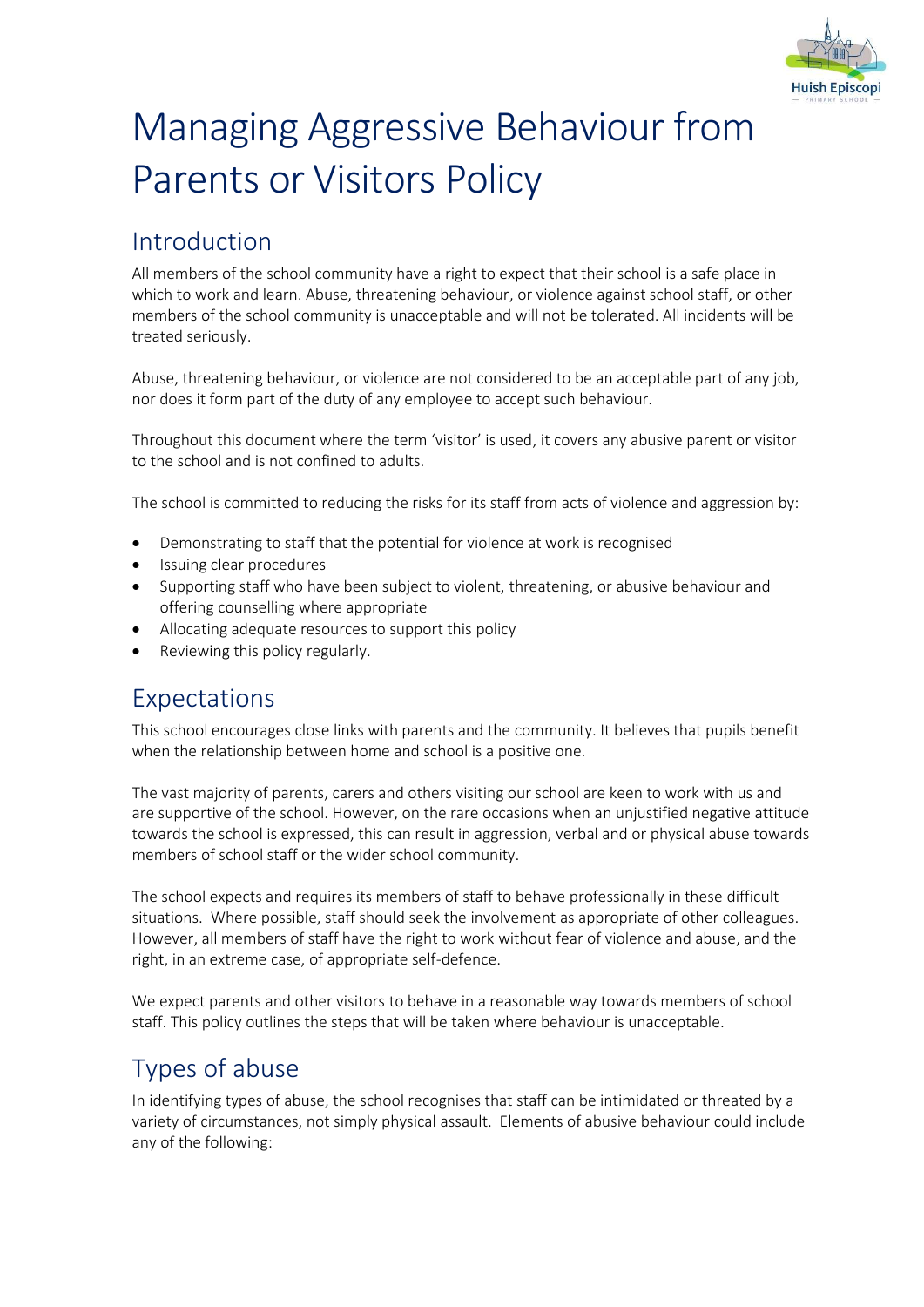# Managing Aggressive Behaviour from Parents or Visitors Policy

## Introduction

All members of the school community have a right to expect that their school is a safe place in which to work and learn. Abuse, threatening behaviour, or violence against school staff, or other members of the school community is unacceptable and will not be tolerated. All incidents will be treated seriously.

Abuse, threatening behaviour, or violence are not considered to be an acceptable part of any job, nor does it form part of the duty of any employee to accept such behaviour.

Throughout this document where the term 'visitor' is used, it covers any abusive parent or visitor to the school and is not confined to adults.

The school is committed to reducing the risks for its staff from acts of violence and aggression by:

- Demonstrating to staff that the potential for violence at work is recognised
- Issuing clear procedures
- Supporting staff who have been subject to violent, threatening, or abusive behaviour and offering counselling where appropriate
- Allocating adequate resources to support this policy
- Reviewing this policy regularly.

## Expectations

This school encourages close links with parents and the community. It believes that pupils benefit when the relationship between home and school is a positive one.

The vast majority of parents, carers and others visiting our school are keen to work with us and are supportive of the school. However, on the rare occasions when an unjustified negative attitude towards the school is expressed, this can result in aggression, verbal and or physical abuse towards members of school staff or the wider school community.

The school expects and requires its members of staff to behave professionally in these difficult situations. Where possible, staff should seek the involvement as appropriate of other colleagues. However, all members of staff have the right to work without fear of violence and abuse, and the right, in an extreme case, of appropriate self-defence.

We expect parents and other visitors to behave in a reasonable way towards members of school staff. This policy outlines the steps that will be taken where behaviour is unacceptable.

## Types of abuse

In identifying types of abuse, the school recognises that staff can be intimidated or threated by a variety of circumstances, not simply physical assault. Elements of abusive behaviour could include any of the following: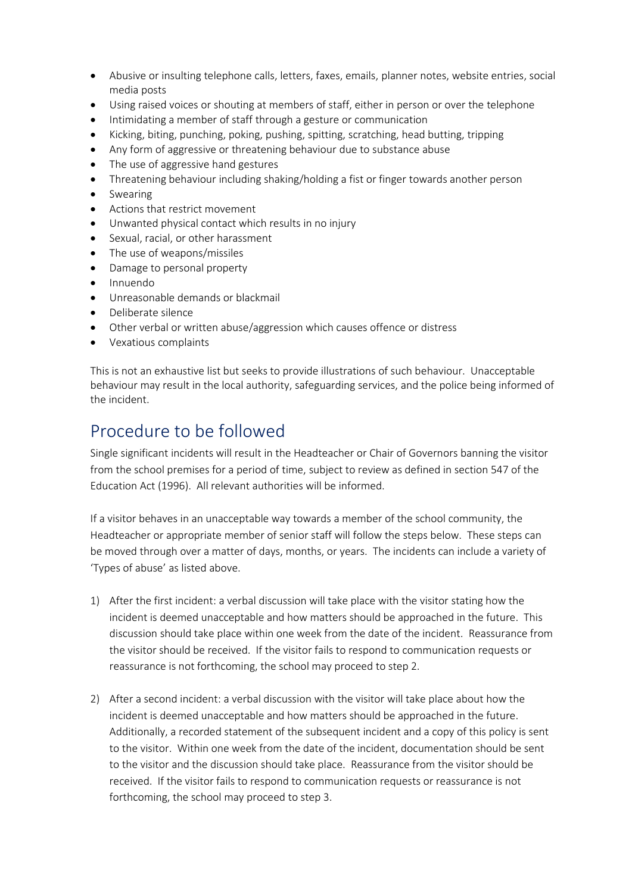- Abusive or insulting telephone calls, letters, faxes, emails, planner notes, website entries, social media posts
- Using raised voices or shouting at members of staff, either in person or over the telephone
- Intimidating a member of staff through a gesture or communication
- Kicking, biting, punching, poking, pushing, spitting, scratching, head butting, tripping
- Any form of aggressive or threatening behaviour due to substance abuse
- The use of aggressive hand gestures
- Threatening behaviour including shaking/holding a fist or finger towards another person
- Swearing
- Actions that restrict movement
- Unwanted physical contact which results in no injury
- Sexual, racial, or other harassment
- The use of weapons/missiles
- Damage to personal property
- Innuendo
- Unreasonable demands or blackmail
- Deliberate silence
- Other verbal or written abuse/aggression which causes offence or distress
- Vexatious complaints

This is not an exhaustive list but seeks to provide illustrations of such behaviour. Unacceptable behaviour may result in the local authority, safeguarding services, and the police being informed of the incident.

## Procedure to be followed

Single significant incidents will result in the Headteacher or Chair of Governors banning the visitor from the school premises for a period of time, subject to review as defined in section 547 of the Education Act (1996). All relevant authorities will be informed.

If a visitor behaves in an unacceptable way towards a member of the school community, the Headteacher or appropriate member of senior staff will follow the steps below. These steps can be moved through over a matter of days, months, or years. The incidents can include a variety of 'Types of abuse' as listed above.

1) After the first incident: a verbal discussion will take place with the visitor stating how the incident is deemed unacceptable and how matters should be approached in the future. This discussion should take place within one week from the date of the incident. Reassurance from the visitor should be received. If the visitor fails to respond to communication requests or reassurance is not forthcoming, the school may proceed to step 2.

2) After a second incident: a verbal discussion with the visitor will take place about how the incident is deemed unacceptable and how matters should be approached in the future. Additionally, a recorded statement of the subsequent incident and a copy of this policy is sent to the visitor. Within one week from the date of the incident, documentation should be sent to the visitor and the discussion should take place. Reassurance from the visitor should be received. If the visitor fails to respond to communication requests or reassurance is not forthcoming, the school may proceed to step 3.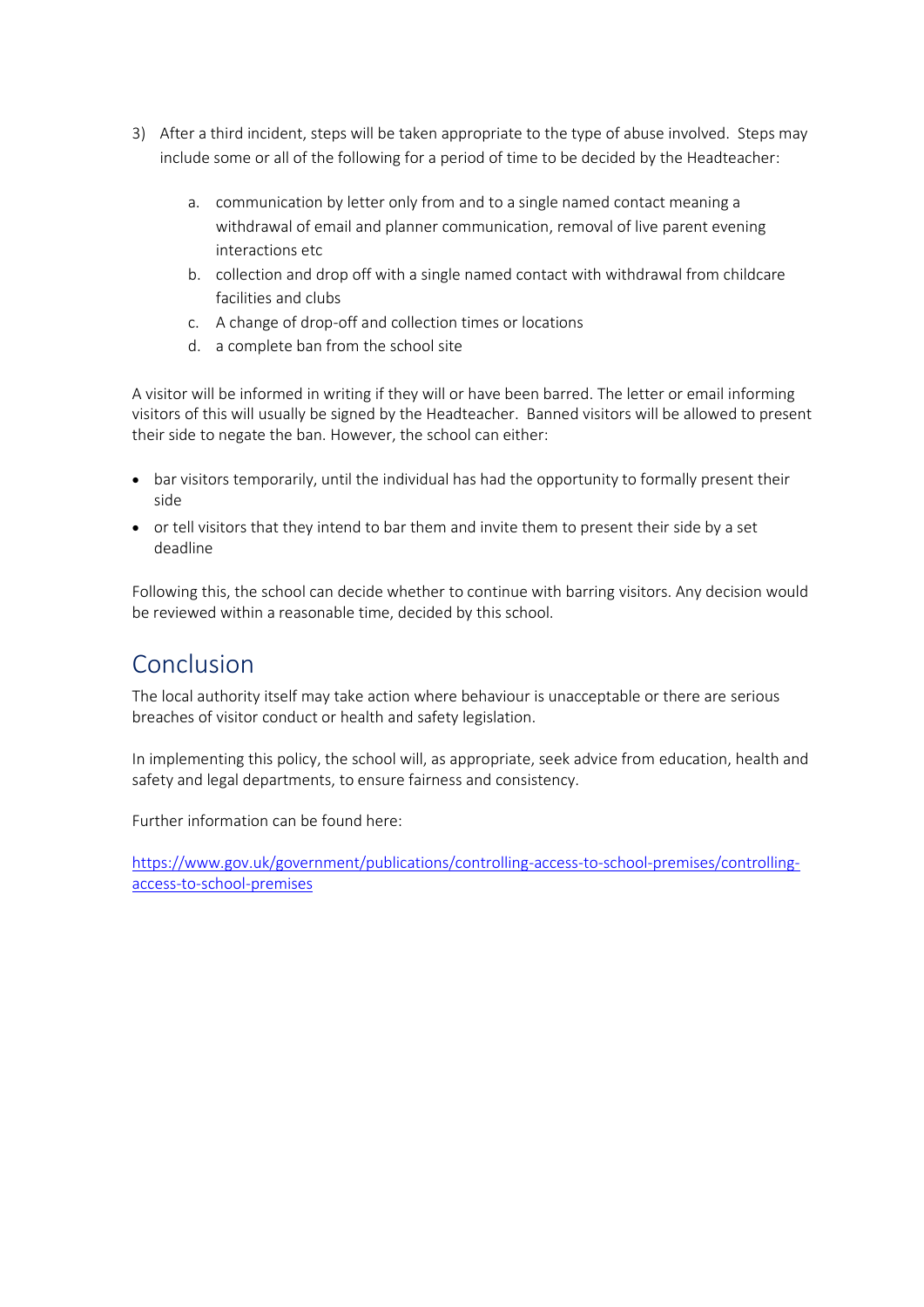3) After a third incident, steps will be taken appropriate to the type of abuse involved. Steps may include some or all of the following for a period of time to be decided by the Headteacher:

    a. communication by letter only from and to a single named contact meaning a withdrawal of email and planner communication, removal of live parent evening interactions etc
    b. collection and drop off with a single named contact with withdrawal from childcare facilities and clubs
    c. A change of drop-off and collection times or locations
    d. a complete ban from the school site

A visitor will be informed in writing if they will or have been barred. The letter or email informing visitors of this will usually be signed by the Headteacher. Banned visitors will be allowed to present their side to negate the ban. However, the school can either:

- bar visitors temporarily, until the individual has had the opportunity to formally present their side
- or tell visitors that they intend to bar them and invite them to present their side by a set deadline

Following this, the school can decide whether to continue with barring visitors. Any decision would be reviewed within a reasonable time, decided by this school.

## Conclusion

The local authority itself may take action where behaviour is unacceptable or there are serious breaches of visitor conduct or health and safety legislation.

In implementing this policy, the school will, as appropriate, seek advice from education, health and safety and legal departments, to ensure fairness and consistency.

Further information can be found here:

https://www.gov.uk/government/publications/controlling-access-to-school-premises/controlling-access-to-school-premises